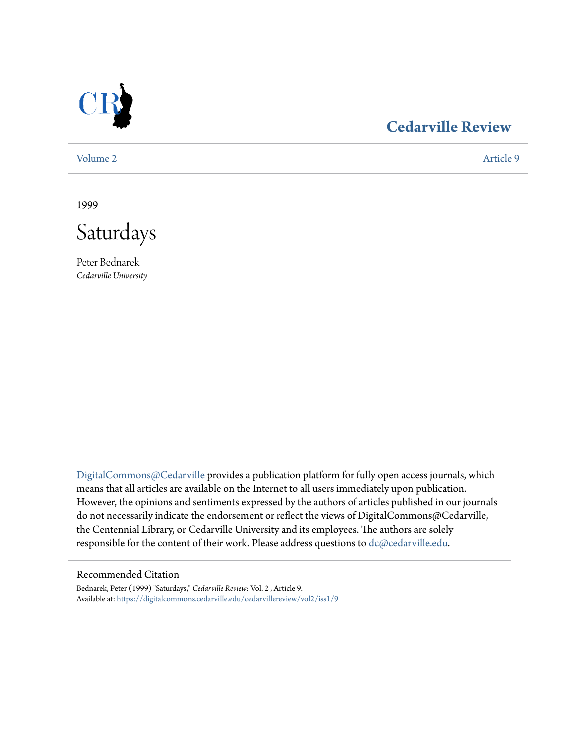Cedarville Review

Volume 2 Article 9

1999

# Saturdays

Peter Bednarek
*Cedarville University*

DigitalCommons@Cedarville provides a publication platform for fully open access journals, which means that all articles are available on the Internet to all users immediately upon publication. However, the opinions and sentiments expressed by the authors of articles published in our journals do not necessarily indicate the endorsement or reflect the views of DigitalCommons@Cedarville, the Centennial Library, or Cedarville University and its employees. The authors are solely responsible for the content of their work. Please address questions to dc@cedarville.edu.

## Recommended Citation

Bednarek, Peter (1999) "Saturdays," *Cedarville Review*: Vol. 2 , Article 9.
Available at: https://digitalcommons.cedarville.edu/cedarvillereview/vol2/iss1/9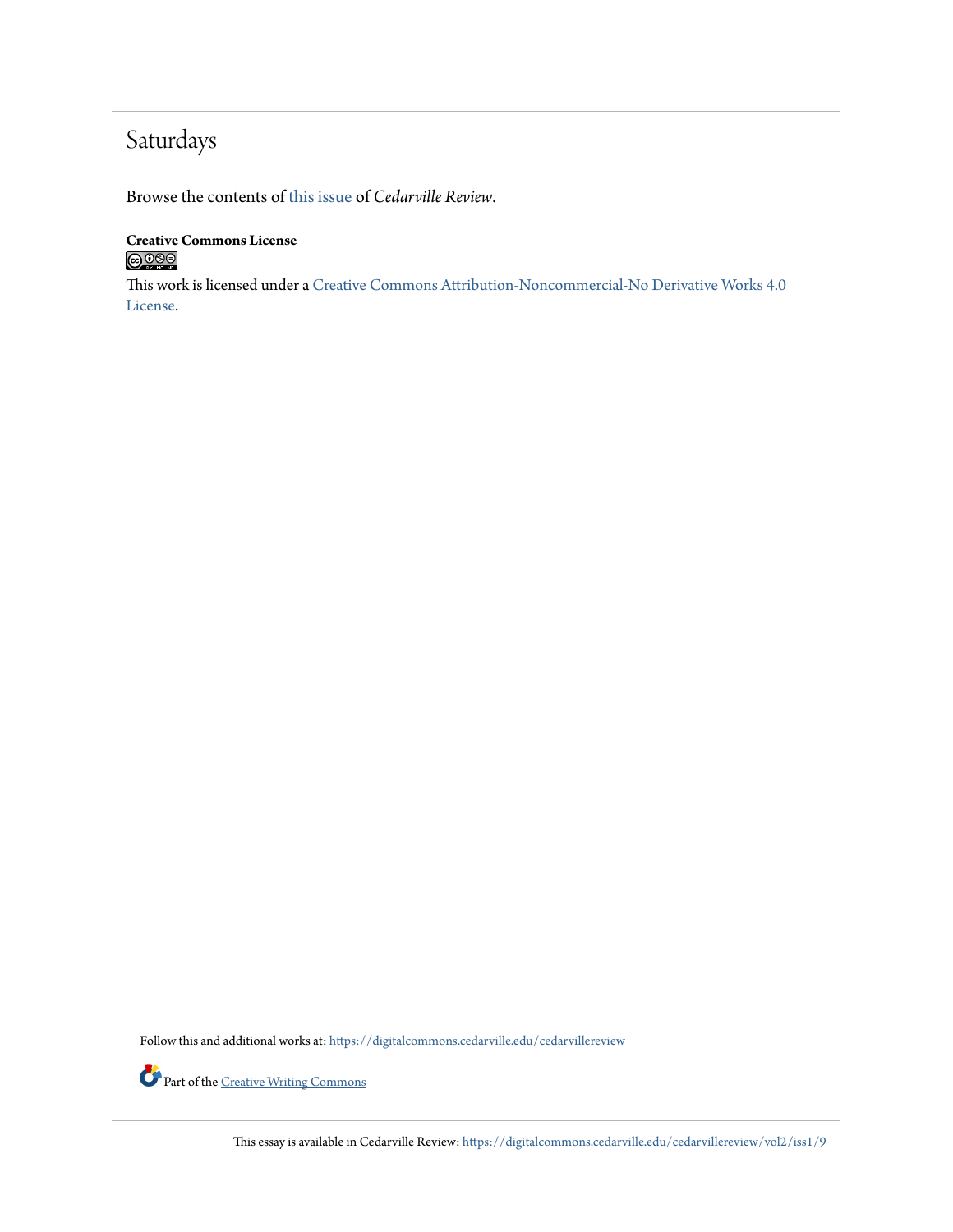# Saturdays

Browse the contents of this issue of *Cedarville Review*.

**Creative Commons License**

This work is licensed under a Creative Commons Attribution-Noncommercial-No Derivative Works 4.0 License.

Follow this and additional works at: https://digitalcommons.cedarville.edu/cedarvillereview

Part of the Creative Writing Commons

This essay is available in Cedarville Review: https://digitalcommons.cedarville.edu/cedarvillereview/vol2/iss1/9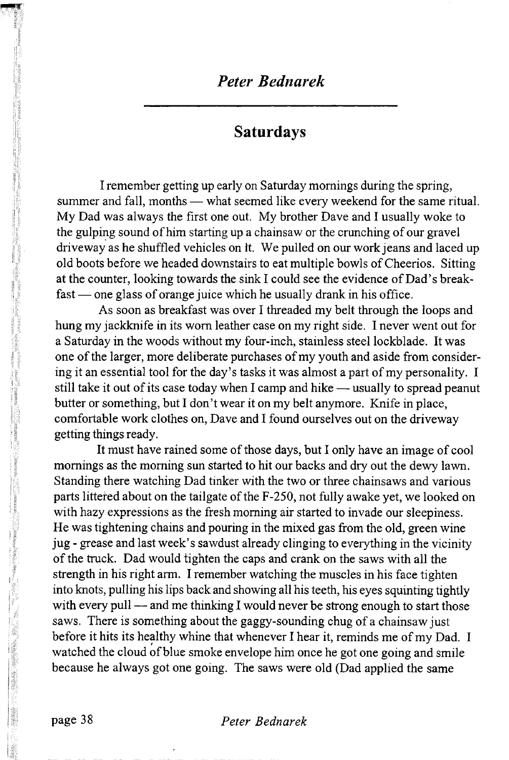*Peter Bednarek*

## Saturdays

I remember getting up early on Saturday mornings during the spring, summer and fall, months — what seemed like every weekend for the same ritual. My Dad was always the first one out. My brother Dave and I usually woke to the gulping sound of him starting up a chainsaw or the crunching of our gravel driveway as he shuffled vehicles on it. We pulled on our work jeans and laced up old boots before we headed downstairs to eat multiple bowls of Cheerios. Sitting at the counter, looking towards the sink I could see the evidence of Dad's breakfast — one glass of orange juice which he usually drank in his office.

As soon as breakfast was over I threaded my belt through the loops and hung my jackknife in its worn leather case on my right side. I never went out for a Saturday in the woods without my four-inch, stainless steel lockblade. It was one of the larger, more deliberate purchases of my youth and aside from considering it an essential tool for the day's tasks it was almost a part of my personality. I still take it out of its case today when I camp and hike — usually to spread peanut butter or something, but I don't wear it on my belt anymore. Knife in place, comfortable work clothes on, Dave and I found ourselves out on the driveway getting things ready.

It must have rained some of those days, but I only have an image of cool mornings as the morning sun started to hit our backs and dry out the dewy lawn. Standing there watching Dad tinker with the two or three chainsaws and various parts littered about on the tailgate of the F-250, not fully awake yet, we looked on with hazy expressions as the fresh morning air started to invade our sleepiness. He was tightening chains and pouring in the mixed gas from the old, green wine jug - grease and last week's sawdust already clinging to everything in the vicinity of the truck. Dad would tighten the caps and crank on the saws with all the strength in his right arm. I remember watching the muscles in his face tighten into knots, pulling his lips back and showing all his teeth, his eyes squinting tightly with every pull — and me thinking I would never be strong enough to start those saws. There is something about the gaggy-sounding chug of a chainsaw just before it hits its healthy whine that whenever I hear it, reminds me of my Dad. I watched the cloud of blue smoke envelope him once he got one going and smile because he always got one going. The saws were old (Dad applied the same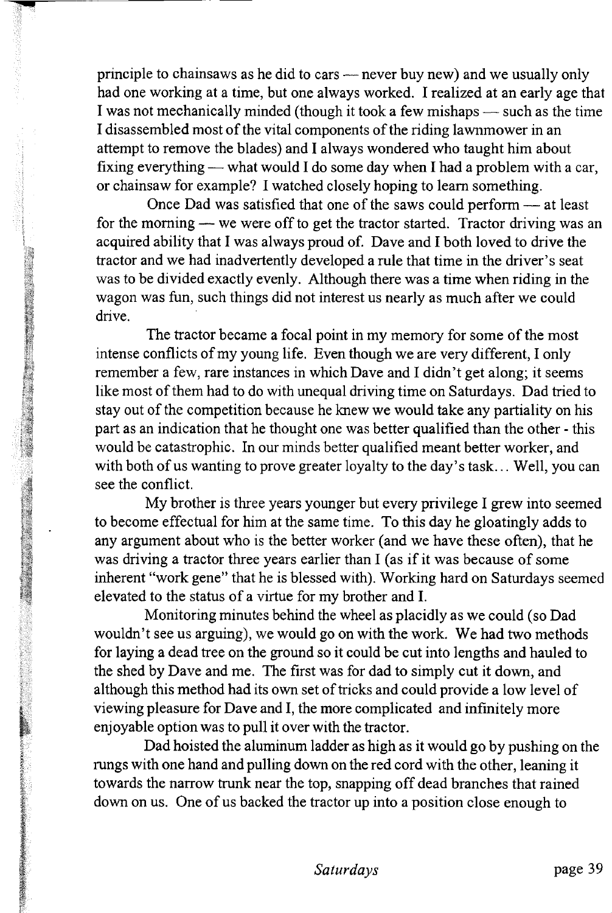principle to chainsaws as he did to cars — never buy new) and we usually only had one working at a time, but one always worked. I realized at an early age that I was not mechanically minded (though it took a few mishaps — such as the time I disassembled most of the vital components of the riding lawnmower in an attempt to remove the blades) and I always wondered who taught him about fixing everything — what would I do some day when I had a problem with a car, or chainsaw for example? I watched closely hoping to learn something.

Once Dad was satisfied that one of the saws could perform — at least for the morning — we were off to get the tractor started. Tractor driving was an acquired ability that I was always proud of. Dave and I both loved to drive the tractor and we had inadvertently developed a rule that time in the driver's seat was to be divided exactly evenly. Although there was a time when riding in the wagon was fun, such things did not interest us nearly as much after we could drive.

The tractor became a focal point in my memory for some of the most intense conflicts of my young life. Even though we are very different, I only remember a few, rare instances in which Dave and I didn't get along; it seems like most of them had to do with unequal driving time on Saturdays. Dad tried to stay out of the competition because he knew we would take any partiality on his part as an indication that he thought one was better qualified than the other - this would be catastrophic. In our minds better qualified meant better worker, and with both of us wanting to prove greater loyalty to the day's task… Well, you can see the conflict.

My brother is three years younger but every privilege I grew into seemed to become effectual for him at the same time. To this day he gloatingly adds to any argument about who is the better worker (and we have these often), that he was driving a tractor three years earlier than I (as if it was because of some inherent "work gene" that he is blessed with). Working hard on Saturdays seemed elevated to the status of a virtue for my brother and I.

Monitoring minutes behind the wheel as placidly as we could (so Dad wouldn't see us arguing), we would go on with the work. We had two methods for laying a dead tree on the ground so it could be cut into lengths and hauled to the shed by Dave and me. The first was for dad to simply cut it down, and although this method had its own set of tricks and could provide a low level of viewing pleasure for Dave and I, the more complicated and infinitely more enjoyable option was to pull it over with the tractor.

Dad hoisted the aluminum ladder as high as it would go by pushing on the rungs with one hand and pulling down on the red cord with the other, leaning it towards the narrow trunk near the top, snapping off dead branches that rained down on us. One of us backed the tractor up into a position close enough to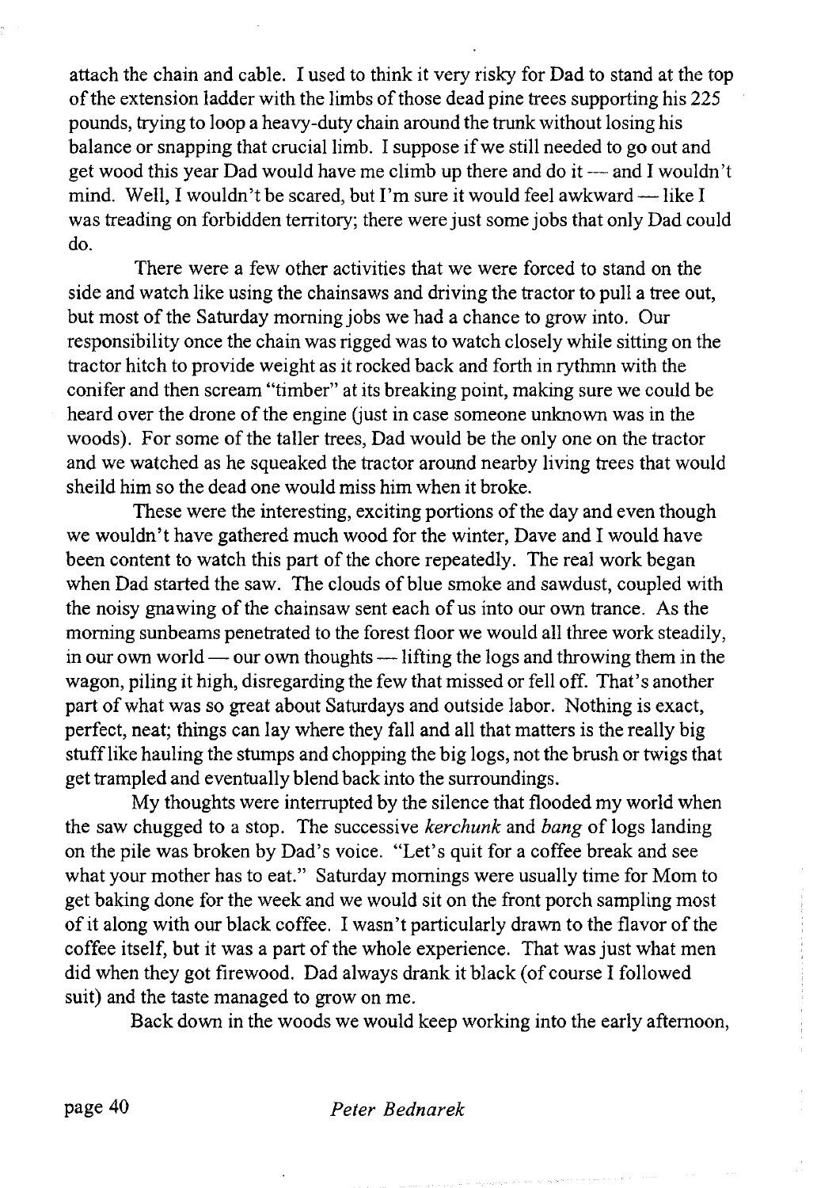attach the chain and cable. I used to think it very risky for Dad to stand at the top of the extension ladder with the limbs of those dead pine trees supporting his 225 pounds, trying to loop a heavy-duty chain around the trunk without losing his balance or snapping that crucial limb. I suppose if we still needed to go out and get wood this year Dad would have me climb up there and do it — and I wouldn't mind. Well, I wouldn't be scared, but I'm sure it would feel awkward — like I was treading on forbidden territory; there were just some jobs that only Dad could do.

There were a few other activities that we were forced to stand on the side and watch like using the chainsaws and driving the tractor to pull a tree out, but most of the Saturday morning jobs we had a chance to grow into. Our responsibility once the chain was rigged was to watch closely while sitting on the tractor hitch to provide weight as it rocked back and forth in rythmn with the conifer and then scream "timber" at its breaking point, making sure we could be heard over the drone of the engine (just in case someone unknown was in the woods). For some of the taller trees, Dad would be the only one on the tractor and we watched as he squeaked the tractor around nearby living trees that would sheild him so the dead one would miss him when it broke.

These were the interesting, exciting portions of the day and even though we wouldn't have gathered much wood for the winter, Dave and I would have been content to watch this part of the chore repeatedly. The real work began when Dad started the saw. The clouds of blue smoke and sawdust, coupled with the noisy gnawing of the chainsaw sent each of us into our own trance. As the morning sunbeams penetrated to the forest floor we would all three work steadily, in our own world — our own thoughts — lifting the logs and throwing them in the wagon, piling it high, disregarding the few that missed or fell off. That's another part of what was so great about Saturdays and outside labor. Nothing is exact, perfect, neat; things can lay where they fall and all that matters is the really big stuff like hauling the stumps and chopping the big logs, not the brush or twigs that get trampled and eventually blend back into the surroundings.

My thoughts were interrupted by the silence that flooded my world when the saw chugged to a stop. The successive *kerchunk* and *bang* of logs landing on the pile was broken by Dad's voice. "Let's quit for a coffee break and see what your mother has to eat." Saturday mornings were usually time for Mom to get baking done for the week and we would sit on the front porch sampling most of it along with our black coffee. I wasn't particularly drawn to the flavor of the coffee itself, but it was a part of the whole experience. That was just what men did when they got firewood. Dad always drank it black (of course I followed suit) and the taste managed to grow on me.

Back down in the woods we would keep working into the early afternoon,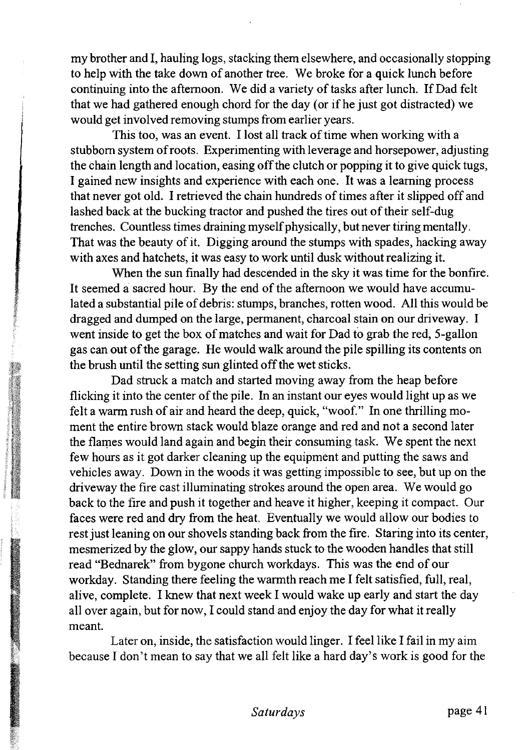my brother and I, hauling logs, stacking them elsewhere, and occasionally stopping to help with the take down of another tree. We broke for a quick lunch before continuing into the afternoon. We did a variety of tasks after lunch. If Dad felt that we had gathered enough chord for the day (or if he just got distracted) we would get involved removing stumps from earlier years.

This too, was an event. I lost all track of time when working with a stubborn system of roots. Experimenting with leverage and horsepower, adjusting the chain length and location, easing off the clutch or popping it to give quick tugs, I gained new insights and experience with each one. It was a learning process that never got old. I retrieved the chain hundreds of times after it slipped off and lashed back at the bucking tractor and pushed the tires out of their self-dug trenches. Countless times draining myself physically, but never tiring mentally. That was the beauty of it. Digging around the stumps with spades, hacking away with axes and hatchets, it was easy to work until dusk without realizing it.

When the sun finally had descended in the sky it was time for the bonfire. It seemed a sacred hour. By the end of the afternoon we would have accumulated a substantial pile of debris: stumps, branches, rotten wood. All this would be dragged and dumped on the large, permanent, charcoal stain on our driveway. I went inside to get the box of matches and wait for Dad to grab the red, 5-gallon gas can out of the garage. He would walk around the pile spilling its contents on the brush until the setting sun glinted off the wet sticks.

Dad struck a match and started moving away from the heap before flicking it into the center of the pile. In an instant our eyes would light up as we felt a warm rush of air and heard the deep, quick, "woof." In one thrilling moment the entire brown stack would blaze orange and red and not a second later the flames would land again and begin their consuming task. We spent the next few hours as it got darker cleaning up the equipment and putting the saws and vehicles away. Down in the woods it was getting impossible to see, but up on the driveway the fire cast illuminating strokes around the open area. We would go back to the fire and push it together and heave it higher, keeping it compact. Our faces were red and dry from the heat. Eventually we would allow our bodies to rest just leaning on our shovels standing back from the fire. Staring into its center, mesmerized by the glow, our sappy hands stuck to the wooden handles that still read "Bednarek" from bygone church workdays. This was the end of our workday. Standing there feeling the warmth reach me I felt satisfied, full, real, alive, complete. I knew that next week I would wake up early and start the day all over again, but for now, I could stand and enjoy the day for what it really meant.

Later on, inside, the satisfaction would linger. I feel like I fail in my aim because I don't mean to say that we all felt like a hard day's work is good for the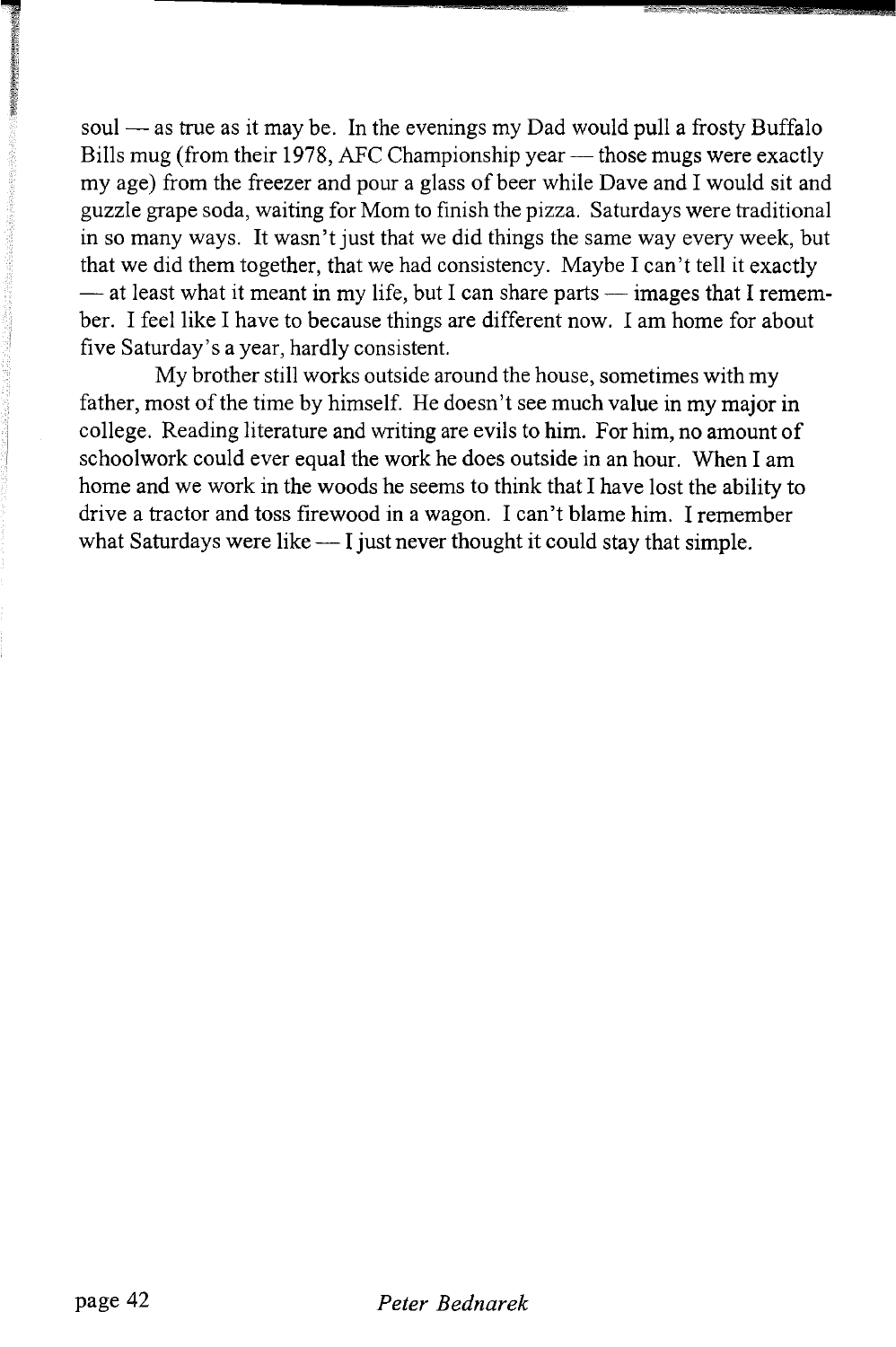soul — as true as it may be. In the evenings my Dad would pull a frosty Buffalo Bills mug (from their 1978, AFC Championship year — those mugs were exactly my age) from the freezer and pour a glass of beer while Dave and I would sit and guzzle grape soda, waiting for Mom to finish the pizza. Saturdays were traditional in so many ways. It wasn't just that we did things the same way every week, but that we did them together, that we had consistency. Maybe I can't tell it exactly — at least what it meant in my life, but I can share parts — images that I remember. I feel like I have to because things are different now. I am home for about five Saturday's a year, hardly consistent.

My brother still works outside around the house, sometimes with my father, most of the time by himself. He doesn't see much value in my major in college. Reading literature and writing are evils to him. For him, no amount of schoolwork could ever equal the work he does outside in an hour. When I am home and we work in the woods he seems to think that I have lost the ability to drive a tractor and toss firewood in a wagon. I can't blame him. I remember what Saturdays were like — I just never thought it could stay that simple.